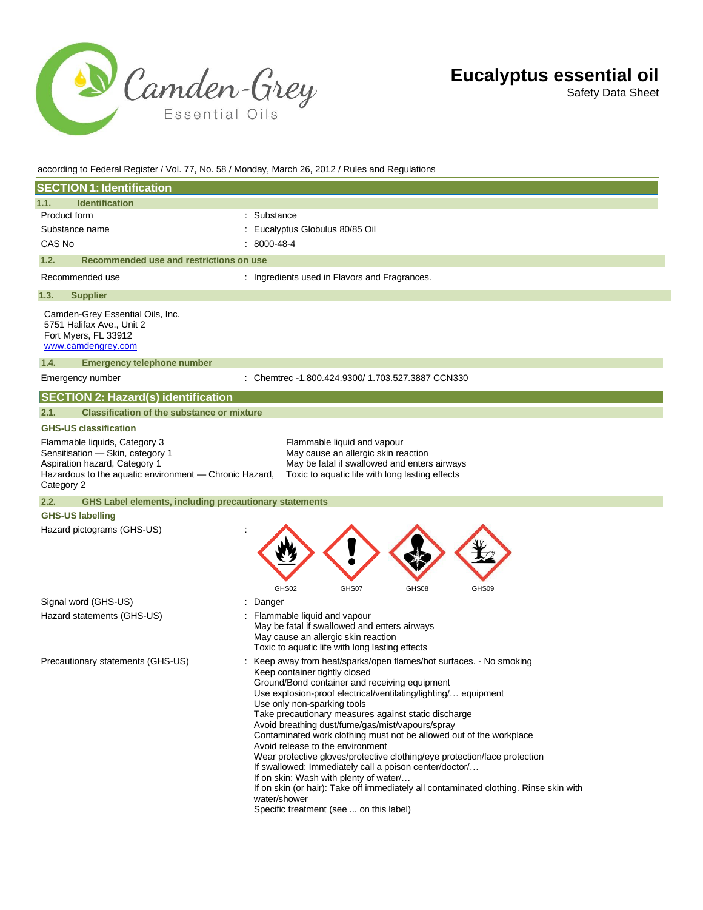# Eucalyptus essential oil

Safety Data Sheet

according to Federal Register / Vol. 77, No. 58 / Monday, March 26, 2012 / Rules and Regulations

## SECTION 1: Identification

### 1.1. Identification

| | |
|---|---|
| Product form | : Substance |
| Substance name | : Eucalyptus Globulus 80/85 Oil |
| CAS No | : 8000-48-4 |

### 1.2. Recommended use and restrictions on use

| | |
|---|---|
| Recommended use | : Ingredients used in Flavors and Fragrances. |

### 1.3. Supplier

Camden-Grey Essential Oils, Inc.
5751 Halifax Ave., Unit 2
Fort Myers, FL 33912
www.camdengrey.com

### 1.4. Emergency telephone number

| | |
|---|---|
| Emergency number | : Chemtrec -1.800.424.9300/ 1.703.527.3887 CCN330 |

## SECTION 2: Hazard(s) identification

### 2.1. Classification of the substance or mixture

**GHS-US classification**

| | |
|---|---|
| Flammable liquids, Category 3 | Flammable liquid and vapour |
| Sensitisation — Skin, category 1 | May cause an allergic skin reaction |
| Aspiration hazard, Category 1 | May be fatal if swallowed and enters airways |
| Hazardous to the aquatic environment — Chronic Hazard, Category 2 | Toxic to aquatic life with long lasting effects |

### 2.2. GHS Label elements, including precautionary statements

**GHS-US labelling**

Hazard pictograms (GHS-US) : GHS02 GHS07 GHS08 GHS09

Signal word (GHS-US) : Danger

Hazard statements (GHS-US) :
Flammable liquid and vapour
May be fatal if swallowed and enters airways
May cause an allergic skin reaction
Toxic to aquatic life with long lasting effects

Precautionary statements (GHS-US) :
Keep away from heat/sparks/open flames/hot surfaces. - No smoking
Keep container tightly closed
Ground/Bond container and receiving equipment
Use explosion-proof electrical/ventilating/lighting/… equipment
Use only non-sparking tools
Take precautionary measures against static discharge
Avoid breathing dust/fume/gas/mist/vapours/spray
Contaminated work clothing must not be allowed out of the workplace
Avoid release to the environment
Wear protective gloves/protective clothing/eye protection/face protection
If swallowed: Immediately call a poison center/doctor/…
If on skin: Wash with plenty of water/…
If on skin (or hair): Take off immediately all contaminated clothing. Rinse skin with water/shower
Specific treatment (see ... on this label)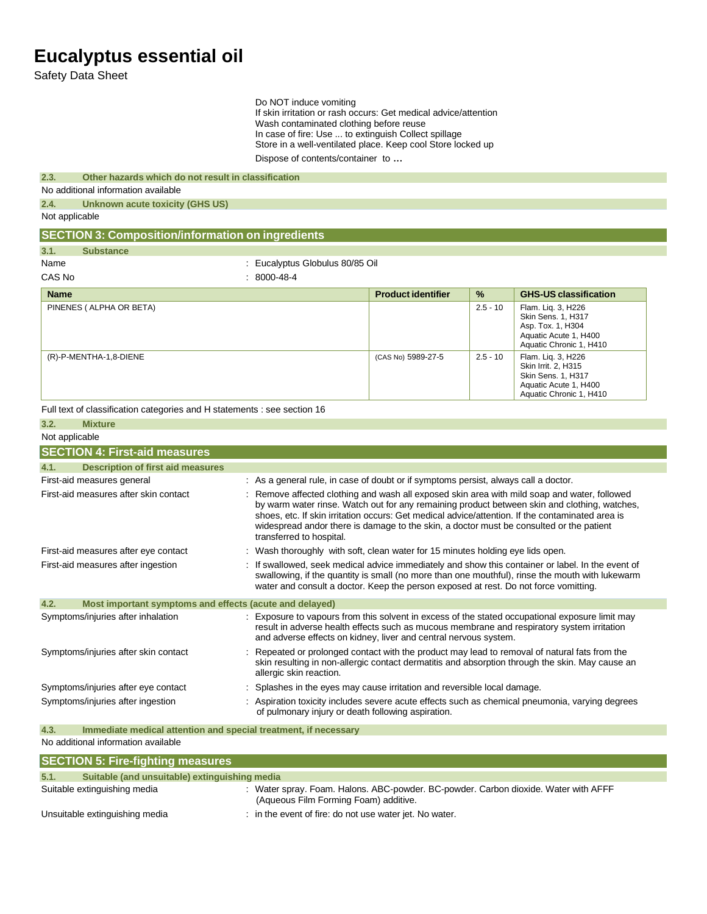# Eucalyptus essential oil

Safety Data Sheet

Do NOT induce vomiting
If skin irritation or rash occurs: Get medical advice/attention
Wash contaminated clothing before reuse
In case of fire: Use ... to extinguish Collect spillage
Store in a well-ventilated place. Keep cool Store locked up
Dispose of contents/container to ...

### 2.3. Other hazards which do not result in classification

No additional information available

### 2.4. Unknown acute toxicity (GHS US)

Not applicable

## SECTION 3: Composition/information on ingredients

### 3.1. Substance

Name : Eucalyptus Globulus 80/85 Oil

CAS No : 8000-48-4

| Name | Product identifier | % | GHS-US classification |
|---|---|---|---|
| PINENES ( ALPHA OR BETA) | | 2.5 - 10 | Flam. Liq. 3, H226<br>Skin Sens. 1, H317<br>Asp. Tox. 1, H304<br>Aquatic Acute 1, H400<br>Aquatic Chronic 1, H410 |
| (R)-P-MENTHA-1,8-DIENE | (CAS No) 5989-27-5 | 2.5 - 10 | Flam. Liq. 3, H226<br>Skin Irrit. 2, H315<br>Skin Sens. 1, H317<br>Aquatic Acute 1, H400<br>Aquatic Chronic 1, H410 |

Full text of classification categories and H statements : see section 16

### 3.2. Mixture

Not applicable

## SECTION 4: First-aid measures

### 4.1. Description of first aid measures

First-aid measures general : As a general rule, in case of doubt or if symptoms persist, always call a doctor.

First-aid measures after skin contact : Remove affected clothing and wash all exposed skin area with mild soap and water, followed by warm water rinse. Watch out for any remaining product between skin and clothing, watches, shoes, etc. If skin irritation occurs: Get medical advice/attention. If the contaminated area is widespread andor there is damage to the skin, a doctor must be consulted or the patient transferred to hospital.

First-aid measures after eye contact : Wash thoroughly with soft, clean water for 15 minutes holding eye lids open.

First-aid measures after ingestion : If swallowed, seek medical advice immediately and show this container or label. In the event of swallowing, if the quantity is small (no more than one mouthful), rinse the mouth with lukewarm water and consult a doctor. Keep the person exposed at rest. Do not force vomitting.

### 4.2. Most important symptoms and effects (acute and delayed)

Symptoms/injuries after inhalation : Exposure to vapours from this solvent in excess of the stated occupational exposure limit may result in adverse health effects such as mucous membrane and respiratory system irritation and adverse effects on kidney, liver and central nervous system.

Symptoms/injuries after skin contact : Repeated or prolonged contact with the product may lead to removal of natural fats from the skin resulting in non-allergic contact dermatitis and absorption through the skin. May cause an allergic skin reaction.

Symptoms/injuries after eye contact : Splashes in the eyes may cause irritation and reversible local damage.

Symptoms/injuries after ingestion : Aspiration toxicity includes severe acute effects such as chemical pneumonia, varying degrees of pulmonary injury or death following aspiration.

### 4.3. Immediate medical attention and special treatment, if necessary

No additional information available

## SECTION 5: Fire-fighting measures

### 5.1. Suitable (and unsuitable) extinguishing media

Suitable extinguishing media : Water spray. Foam. Halons. ABC-powder. BC-powder. Carbon dioxide. Water with AFFF (Aqueous Film Forming Foam) additive.

Unsuitable extinguishing media : in the event of fire: do not use water jet. No water.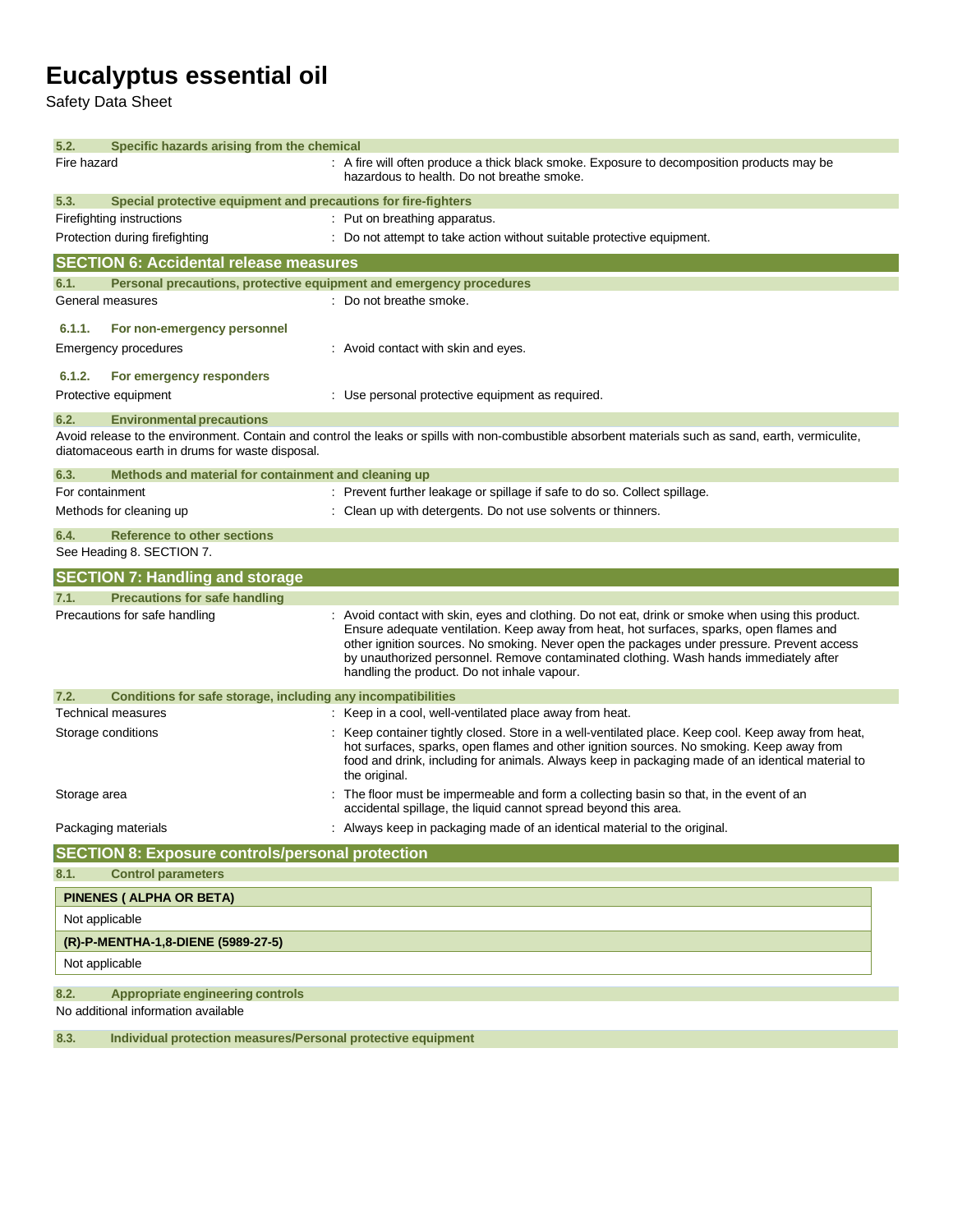### 5.2. Specific hazards arising from the chemical

Fire hazard : A fire will often produce a thick black smoke. Exposure to decomposition products may be hazardous to health. Do not breathe smoke.

### 5.3. Special protective equipment and precautions for fire-fighters

Firefighting instructions : Put on breathing apparatus.

Protection during firefighting : Do not attempt to take action without suitable protective equipment.

## SECTION 6: Accidental release measures

### 6.1. Personal precautions, protective equipment and emergency procedures

General measures : Do not breathe smoke.

#### 6.1.1. For non-emergency personnel

Emergency procedures : Avoid contact with skin and eyes.

#### 6.1.2. For emergency responders

Protective equipment : Use personal protective equipment as required.

### 6.2. Environmental precautions

Avoid release to the environment. Contain and control the leaks or spills with non-combustible absorbent materials such as sand, earth, vermiculite, diatomaceous earth in drums for waste disposal.

### 6.3. Methods and material for containment and cleaning up

For containment : Prevent further leakage or spillage if safe to do so. Collect spillage.

Methods for cleaning up : Clean up with detergents. Do not use solvents or thinners.

### 6.4. Reference to other sections

See Heading 8. SECTION 7.

## SECTION 7: Handling and storage

### 7.1. Precautions for safe handling

Precautions for safe handling : Avoid contact with skin, eyes and clothing. Do not eat, drink or smoke when using this product. Ensure adequate ventilation. Keep away from heat, hot surfaces, sparks, open flames and other ignition sources. No smoking. Never open the packages under pressure. Prevent access by unauthorized personnel. Remove contaminated clothing. Wash hands immediately after handling the product. Do not inhale vapour.

### 7.2. Conditions for safe storage, including any incompatibilities

Technical measures : Keep in a cool, well-ventilated place away from heat.

Storage conditions : Keep container tightly closed. Store in a well-ventilated place. Keep cool. Keep away from heat, hot surfaces, sparks, open flames and other ignition sources. No smoking. Keep away from food and drink, including for animals. Always keep in packaging made of an identical material to the original.

Storage area : The floor must be impermeable and form a collecting basin so that, in the event of an accidental spillage, the liquid cannot spread beyond this area.

Packaging materials : Always keep in packaging made of an identical material to the original.

## SECTION 8: Exposure controls/personal protection

### 8.1. Control parameters

| PINENES ( ALPHA OR BETA) |
|---|
| Not applicable |

| (R)-P-MENTHA-1,8-DIENE (5989-27-5) |
|---|
| Not applicable |

### 8.2. Appropriate engineering controls

No additional information available

### 8.3. Individual protection measures/Personal protective equipment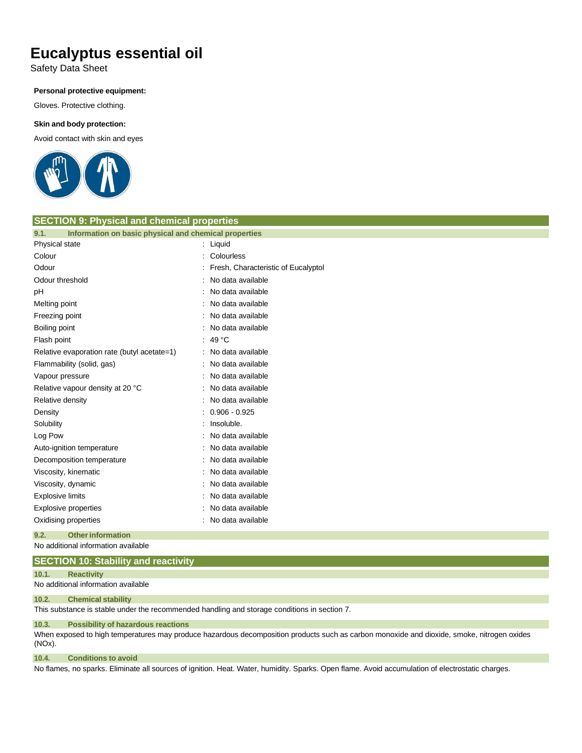**Personal protective equipment:**

Gloves. Protective clothing.

**Skin and body protection:**

Avoid contact with skin and eyes

## SECTION 9: Physical and chemical properties

### 9.1. Information on basic physical and chemical properties

| Property | Value |
|---|---|
| Physical state | : Liquid |
| Colour | : Colourless |
| Odour | : Fresh, Characteristic of Eucalyptol |
| Odour threshold | : No data available |
| pH | : No data available |
| Melting point | : No data available |
| Freezing point | : No data available |
| Boiling point | : No data available |
| Flash point | : 49 °C |
| Relative evaporation rate (butyl acetate=1) | : No data available |
| Flammability (solid, gas) | : No data available |
| Vapour pressure | : No data available |
| Relative vapour density at 20 °C | : No data available |
| Relative density | : No data available |
| Density | : 0.906 - 0.925 |
| Solubility | : Insoluble. |
| Log Pow | : No data available |
| Auto-ignition temperature | : No data available |
| Decomposition temperature | : No data available |
| Viscosity, kinematic | : No data available |
| Viscosity, dynamic | : No data available |
| Explosive limits | : No data available |
| Explosive properties | : No data available |
| Oxidising properties | : No data available |

### 9.2. Other information

No additional information available

## SECTION 10: Stability and reactivity

### 10.1. Reactivity

No additional information available

### 10.2. Chemical stability

This substance is stable under the recommended handling and storage conditions in section 7.

### 10.3. Possibility of hazardous reactions

When exposed to high temperatures may produce hazardous decomposition products such as carbon monoxide and dioxide, smoke, nitrogen oxides (NOx).

### 10.4. Conditions to avoid

No flames, no sparks. Eliminate all sources of ignition. Heat. Water, humidity. Sparks. Open flame. Avoid accumulation of electrostatic charges.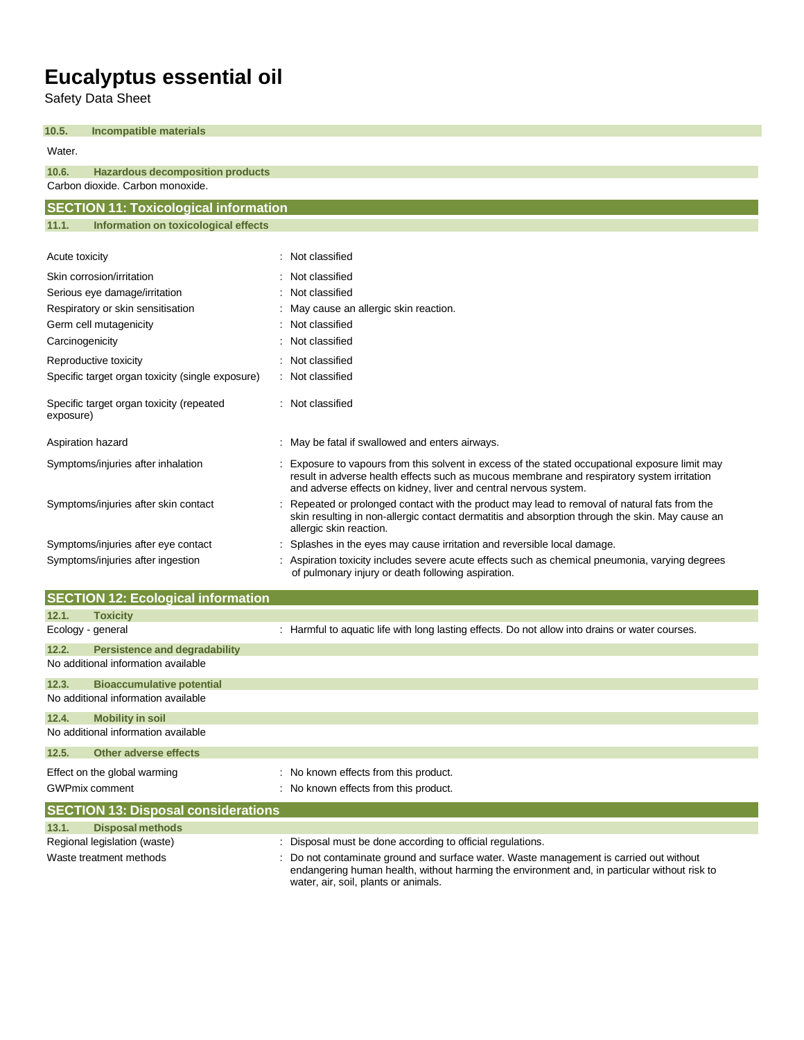# Eucalyptus essential oil

Safety Data Sheet

#### 10.5. Incompatible materials

Water.

#### 10.6. Hazardous decomposition products

Carbon dioxide. Carbon monoxide.

## SECTION 11: Toxicological information

#### 11.1. Information on toxicological effects

| | |
|---|---|
| Acute toxicity | : Not classified |
| Skin corrosion/irritation | : Not classified |
| Serious eye damage/irritation | : Not classified |
| Respiratory or skin sensitisation | : May cause an allergic skin reaction. |
| Germ cell mutagenicity | : Not classified |
| Carcinogenicity | : Not classified |
| Reproductive toxicity | : Not classified |
| Specific target organ toxicity (single exposure) | : Not classified |
| Specific target organ toxicity (repeated exposure) | : Not classified |
| Aspiration hazard | : May be fatal if swallowed and enters airways. |
| Symptoms/injuries after inhalation | : Exposure to vapours from this solvent in excess of the stated occupational exposure limit may result in adverse health effects such as mucous membrane and respiratory system irritation and adverse effects on kidney, liver and central nervous system. |
| Symptoms/injuries after skin contact | : Repeated or prolonged contact with the product may lead to removal of natural fats from the skin resulting in non-allergic contact dermatitis and absorption through the skin. May cause an allergic skin reaction. |
| Symptoms/injuries after eye contact | : Splashes in the eyes may cause irritation and reversible local damage. |
| Symptoms/injuries after ingestion | : Aspiration toxicity includes severe acute effects such as chemical pneumonia, varying degrees of pulmonary injury or death following aspiration. |

## SECTION 12: Ecological information

#### 12.1. Toxicity

| | |
|---|---|
| Ecology - general | : Harmful to aquatic life with long lasting effects. Do not allow into drains or water courses. |

#### 12.2. Persistence and degradability

No additional information available

#### 12.3. Bioaccumulative potential

No additional information available

#### 12.4. Mobility in soil

No additional information available

#### 12.5. Other adverse effects

| | |
|---|---|
| Effect on the global warming | : No known effects from this product. |
| GWPmix comment | : No known effects from this product. |

## SECTION 13: Disposal considerations

#### 13.1. Disposal methods

| | |
|---|---|
| Regional legislation (waste) | : Disposal must be done according to official regulations. |
| Waste treatment methods | : Do not contaminate ground and surface water. Waste management is carried out without endangering human health, without harming the environment and, in particular without risk to water, air, soil, plants or animals. |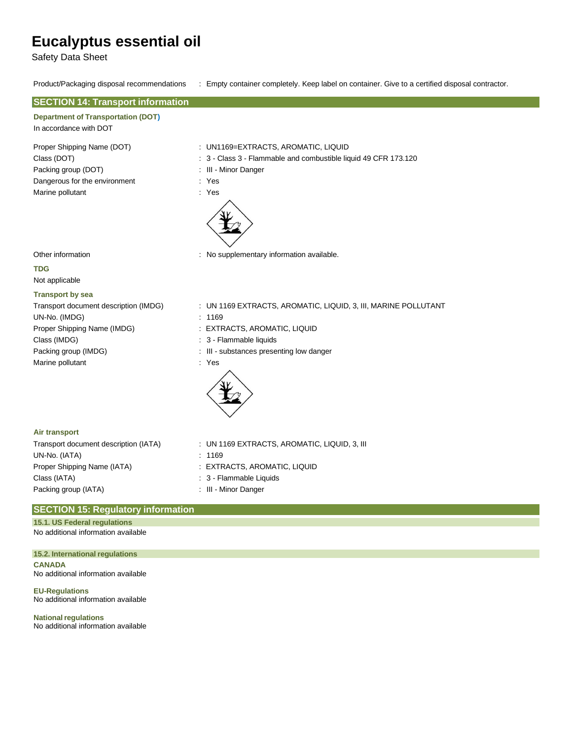Product/Packaging disposal recommendations : Empty container completely. Keep label on container. Give to a certified disposal contractor.

## SECTION 14: Transport information

**Department of Transportation (DOT)**

In accordance with DOT

| | |
|---|---|
| Proper Shipping Name (DOT) | : UN1169=EXTRACTS, AROMATIC, LIQUID |
| Class (DOT) | : 3 - Class 3 - Flammable and combustible liquid 49 CFR 173.120 |
| Packing group (DOT) | : III - Minor Danger |
| Dangerous for the environment | : Yes |
| Marine pollutant | : Yes |
| Other information | : No supplementary information available. |

**TDG**

Not applicable

**Transport by sea**

| | |
|---|---|
| Transport document description (IMDG) | : UN 1169 EXTRACTS, AROMATIC, LIQUID, 3, III, MARINE POLLUTANT |
| UN-No. (IMDG) | : 1169 |
| Proper Shipping Name (IMDG) | : EXTRACTS, AROMATIC, LIQUID |
| Class (IMDG) | : 3 - Flammable liquids |
| Packing group (IMDG) | : III - substances presenting low danger |
| Marine pollutant | : Yes |

**Air transport**

| | |
|---|---|
| Transport document description (IATA) | : UN 1169 EXTRACTS, AROMATIC, LIQUID, 3, III |
| UN-No. (IATA) | : 1169 |
| Proper Shipping Name (IATA) | : EXTRACTS, AROMATIC, LIQUID |
| Class (IATA) | : 3 - Flammable Liquids |
| Packing group (IATA) | : III - Minor Danger |

## SECTION 15: Regulatory information

### 15.1. US Federal regulations

No additional information available

### 15.2. International regulations

**CANADA**

No additional information available

**EU-Regulations**

No additional information available

**National regulations**

No additional information available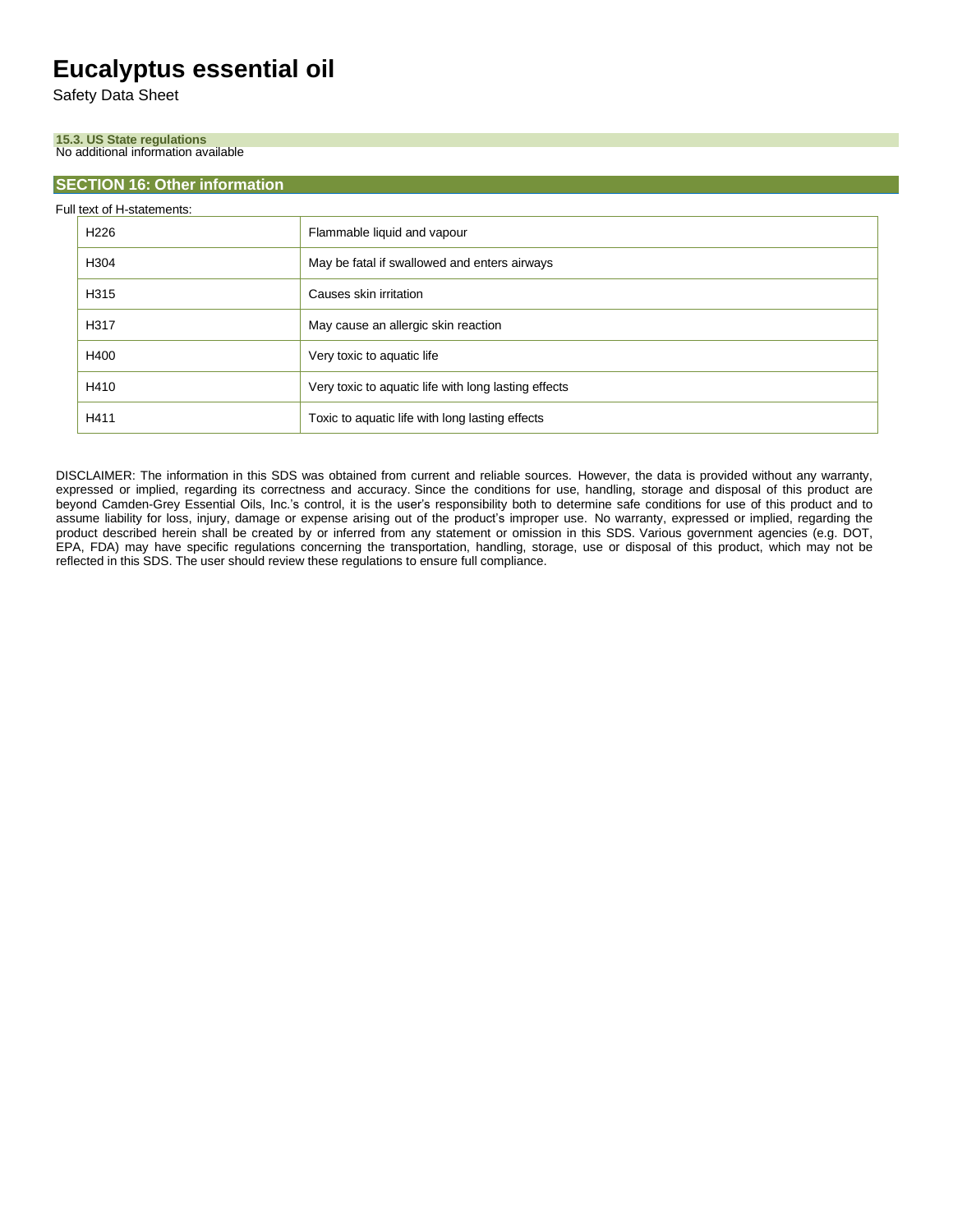### 15.3. US State regulations

No additional information available

## SECTION 16: Other information

Full text of H-statements:

| | |
|---|---|
| H226 | Flammable liquid and vapour |
| H304 | May be fatal if swallowed and enters airways |
| H315 | Causes skin irritation |
| H317 | May cause an allergic skin reaction |
| H400 | Very toxic to aquatic life |
| H410 | Very toxic to aquatic life with long lasting effects |
| H411 | Toxic to aquatic life with long lasting effects |

DISCLAIMER: The information in this SDS was obtained from current and reliable sources. However, the data is provided without any warranty, expressed or implied, regarding its correctness and accuracy. Since the conditions for use, handling, storage and disposal of this product are beyond Camden-Grey Essential Oils, Inc.'s control, it is the user's responsibility both to determine safe conditions for use of this product and to assume liability for loss, injury, damage or expense arising out of the product's improper use. No warranty, expressed or implied, regarding the product described herein shall be created by or inferred from any statement or omission in this SDS. Various government agencies (e.g. DOT, EPA, FDA) may have specific regulations concerning the transportation, handling, storage, use or disposal of this product, which may not be reflected in this SDS. The user should review these regulations to ensure full compliance.